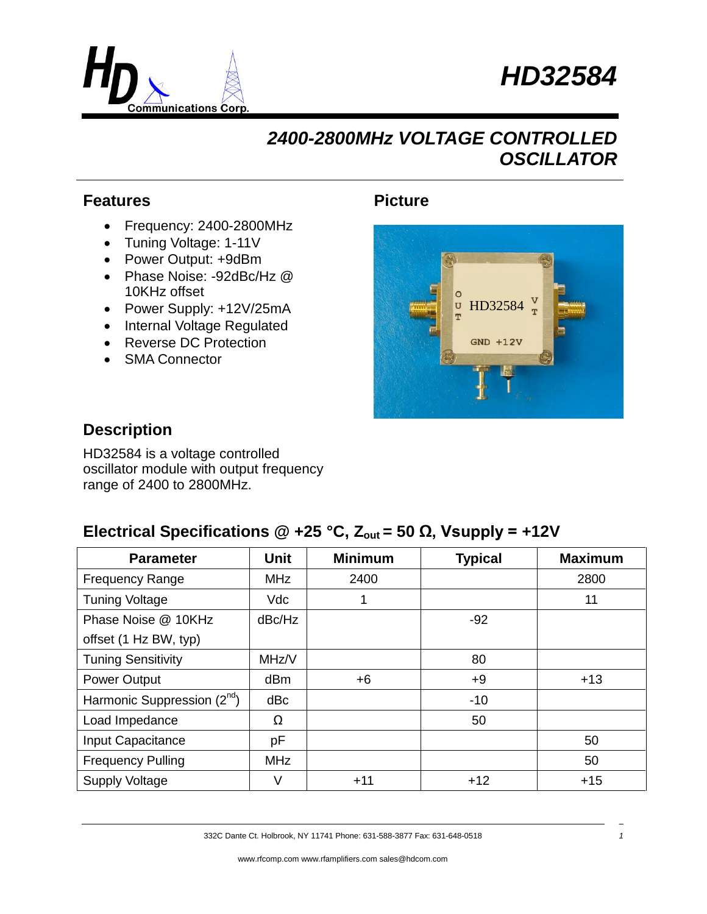# HD32584

## 2400-2800MHz VOLTAGE CONTROLLED OSCILLATOR

### Features

- Frequency: 2400-2800MHz
- Tuning Voltage: 1-11V
- Power Output: +9dBm
- Phase Noise: -92dBc/Hz @ 10KHz offset
- Power Supply: +12V/25mA
- Internal Voltage Regulated
- Reverse DC Protection
- SMA Connector

### Picture

### Description

HD32584 is a voltage controlled oscillator module with output frequency range of 2400 to 2800MHz.

### Electrical Specifications @ +25 °C, $Z_{out}$ = 50 Ω, Vsupply = +12V

| Parameter | Unit | Minimum | Typical | Maximum |
|---|---|---|---|---|
| Frequency Range | MHz | 2400 | | 2800 |
| Tuning Voltage | Vdc | 1 | | 11 |
| Phase Noise @ 10KHz offset (1 Hz BW, typ) | dBc/Hz | | -92 | |
| Tuning Sensitivity | MHz/V | | 80 | |
| Power Output | dBm | +6 | +9 | +13 |
| Harmonic Suppression ($2^{nd}$) | dBc | | -10 | |
| Load Impedance | Ω | | 50 | |
| Input Capacitance | pF | | | 50 |
| Frequency Pulling | MHz | | | 50 |
| Supply Voltage | V | +11 | +12 | +15 |

332C Dante Ct. Holbrook, NY 11741 Phone: 631-588-3877 Fax: 631-648-0518

www.rfcomp.com www.rfamplifiers.com sales@hdcom.com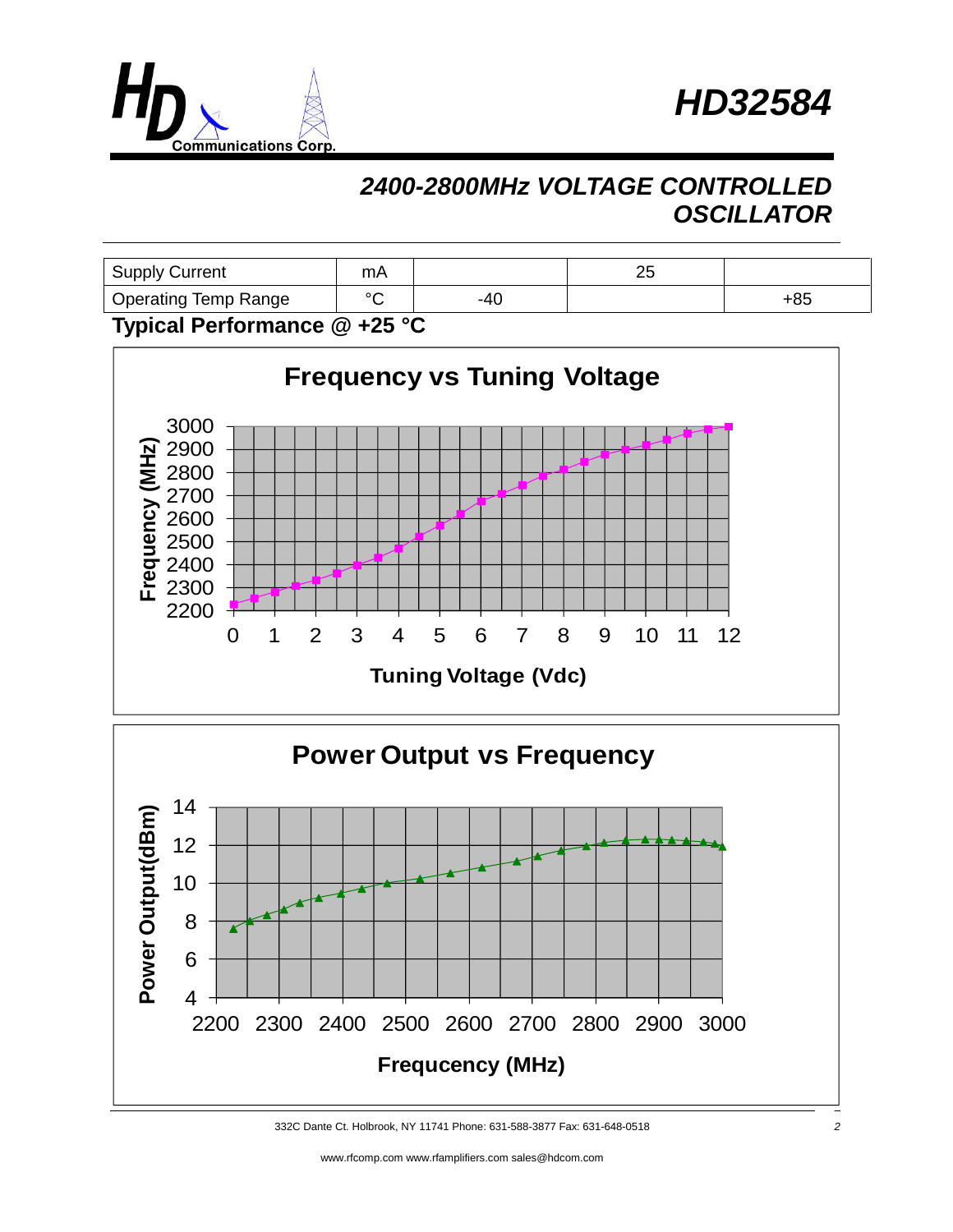# HD32584

## 2400-2800MHz VOLTAGE CONTROLLED OSCILLATOR

| Supply Current | mA | | 25 | |
|---|---|---|---|---|
| Operating Temp Range | °C | -40 | | +85 |

**Typical Performance @ +25 °C**

**Frequency vs Tuning Voltage**

Frequency (MHz): 2200–3000; Tuning Voltage (Vdc): 0–12

**Power Output vs Frequency**

Power Output(dBm): 4–14; Frequcency (MHz): 2200–3000

332C Dante Ct. Holbrook, NY 11741 Phone: 631-588-3877 Fax: 631-648-0518

www.rfcomp.com www.rfamplifiers.com sales@hdcom.com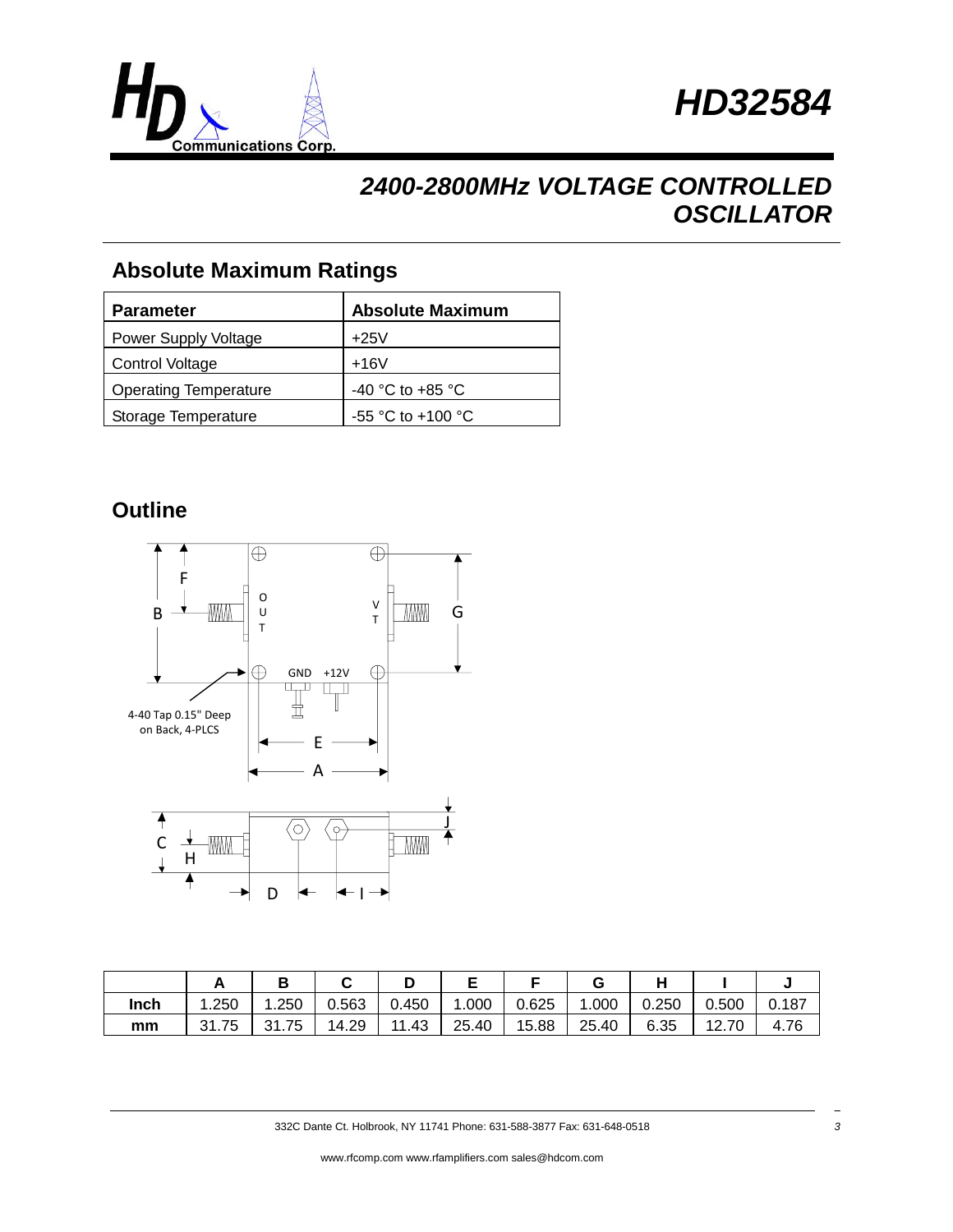HD32584

## 2400-2800MHz VOLTAGE CONTROLLED OSCILLATOR

## Absolute Maximum Ratings

| Parameter | Absolute Maximum |
|---|---|
| Power Supply Voltage | +25V |
| Control Voltage | +16V |
| Operating Temperature | -40 °C to +85 °C |
| Storage Temperature | -55 °C to +100 °C |

## Outline

F
B
O U T
V T
G
GND
+12V
4-40 Tap 0.15" Deep on Back, 4-PLCS
E
A
J
C
H
D
I

| | A | B | C | D | E | F | G | H | I | J |
|---|---|---|---|---|---|---|---|---|---|---|
| **Inch** | 1.250 | 1.250 | 0.563 | 0.450 | 1.000 | 0.625 | 1.000 | 0.250 | 0.500 | 0.187 |
| **mm** | 31.75 | 31.75 | 14.29 | 11.43 | 25.40 | 15.88 | 25.40 | 6.35 | 12.70 | 4.76 |

332C Dante Ct. Holbrook, NY 11741 Phone: 631-588-3877 Fax: 631-648-0518

www.rfcomp.com www.rfamplifiers.com sales@hdcom.com